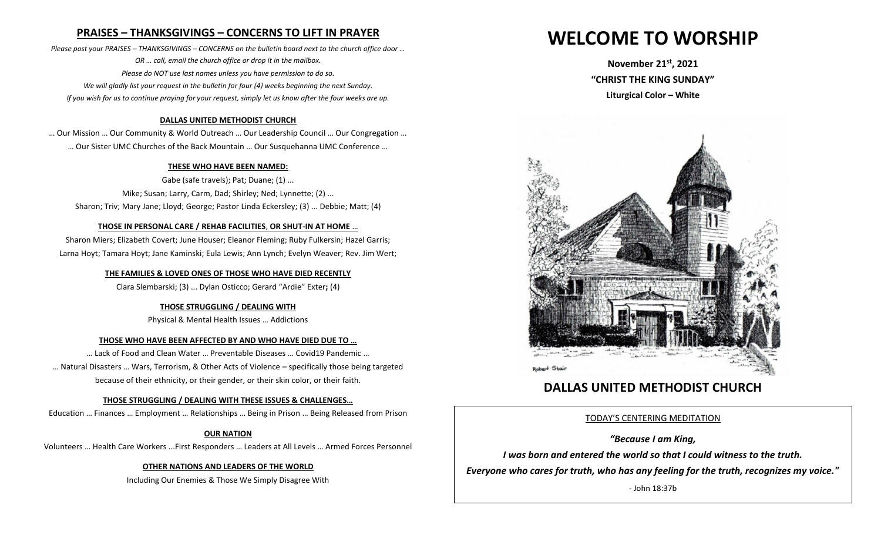## PRAISES – THANKSGIVINGS – CONCERNS TO LIFT IN PRAYER

*Please post your PRAISES – THANKSGIVINGS – CONCERNS on the bulletin board next to the church office door …*
*OR … call, email the church office or drop it in the mailbox.*
*Please do NOT use last names unless you have permission to do so.*
*We will gladly list your request in the bulletin for four (4) weeks beginning the next Sunday.*
*If you wish for us to continue praying for your request, simply let us know after the four weeks are up.*

**DALLAS UNITED METHODIST CHURCH**

… Our Mission … Our Community & World Outreach … Our Leadership Council … Our Congregation …
… Our Sister UMC Churches of the Back Mountain … Our Susquehanna UMC Conference …

**THESE WHO HAVE BEEN NAMED:**

Gabe (safe travels); Pat; Duane; (1) ...
Mike; Susan; Larry, Carm, Dad; Shirley; Ned; Lynnette; (2) ...
Sharon; Triv; Mary Jane; Lloyd; George; Pastor Linda Eckersley; (3) ... Debbie; Matt; (4)

**THOSE IN PERSONAL CARE / REHAB FACILITIES, OR SHUT-IN AT HOME …**

Sharon Miers; Elizabeth Covert; June Houser; Eleanor Fleming; Ruby Fulkersin; Hazel Garris;
Larna Hoyt; Tamara Hoyt; Jane Kaminski; Eula Lewis; Ann Lynch; Evelyn Weaver; Rev. Jim Wert;

**THE FAMILIES & LOVED ONES OF THOSE WHO HAVE DIED RECENTLY**

Clara Slembarski; (3) ... Dylan Osticco; Gerard "Ardie" Exter; (4)

**THOSE STRUGGLING / DEALING WITH**

Physical & Mental Health Issues … Addictions

**THOSE WHO HAVE BEEN AFFECTED BY AND WHO HAVE DIED DUE TO …**

… Lack of Food and Clean Water … Preventable Diseases … Covid19 Pandemic …
… Natural Disasters … Wars, Terrorism, & Other Acts of Violence – specifically those being targeted because of their ethnicity, or their gender, or their skin color, or their faith.

**THOSE STRUGGLING / DEALING WITH THESE ISSUES & CHALLENGES…**

Education … Finances … Employment … Relationships … Being in Prison … Being Released from Prison

**OUR NATION**

Volunteers … Health Care Workers ...First Responders … Leaders at All Levels … Armed Forces Personnel

**OTHER NATIONS AND LEADERS OF THE WORLD**

Including Our Enemies & Those We Simply Disagree With

# WELCOME TO WORSHIP

**November 21st, 2021**
**"CHRIST THE KING SUNDAY"**
**Liturgical Color – White**

Robert Stair

## DALLAS UNITED METHODIST CHURCH

TODAY'S CENTERING MEDITATION

***"Because I am King,***
***I was born and entered the world so that I could witness to the truth.***
***Everyone who cares for truth, who has any feeling for the truth, recognizes my voice."***

- John 18:37b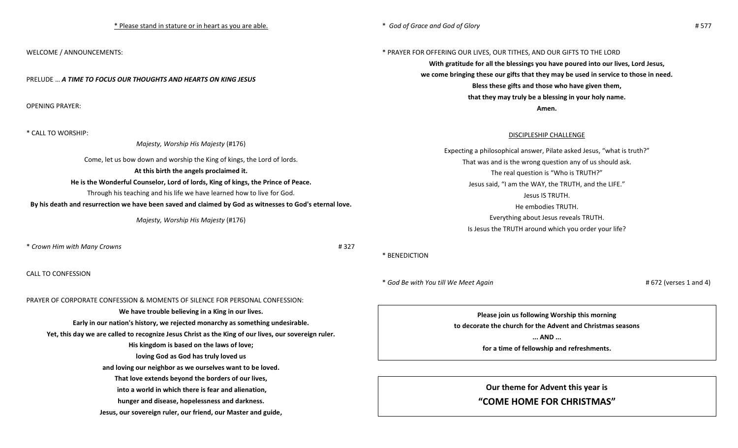* Please stand in stature or in heart as you are able.

WELCOME / ANNOUNCEMENTS:

PRELUDE … ***A TIME TO FOCUS OUR THOUGHTS AND HEARTS ON KING JESUS***

OPENING PRAYER:

* CALL TO WORSHIP:

*Majesty, Worship His Majesty* (#176)

Come, let us bow down and worship the King of kings, the Lord of lords.

**At this birth the angels proclaimed it.**

**He is the Wonderful Counselor, Lord of lords, King of kings, the Prince of Peace.**

Through his teaching and his life we have learned how to live for God.

**By his death and resurrection we have been saved and claimed by God as witnesses to God's eternal love.**

*Majesty, Worship His Majesty* (#176)

* *Crown Him with Many Crowns* # 327

CALL TO CONFESSION

PRAYER OF CORPORATE CONFESSION & MOMENTS OF SILENCE FOR PERSONAL CONFESSION:

**We have trouble believing in a King in our lives.**
**Early in our nation's history, we rejected monarchy as something undesirable.**
**Yet, this day we are called to recognize Jesus Christ as the King of our lives, our sovereign ruler.**
**His kingdom is based on the laws of love;**
**loving God as God has truly loved us**
**and loving our neighbor as we ourselves want to be loved.**
**That love extends beyond the borders of our lives,**
**into a world in which there is fear and alienation,**
**hunger and disease, hopelessness and darkness.**
**Jesus, our sovereign ruler, our friend, our Master and guide,**

* *God of Grace and God of Glory* # 577

* PRAYER FOR OFFERING OUR LIVES, OUR TITHES, AND OUR GIFTS TO THE LORD

**With gratitude for all the blessings you have poured into our lives, Lord Jesus,**
**we come bringing these our gifts that they may be used in service to those in need.**
**Bless these gifts and those who have given them,**
**that they may truly be a blessing in your holy name.**
**Amen.**

DISCIPLESHIP CHALLENGE

Expecting a philosophical answer, Pilate asked Jesus, "what is truth?"
That was and is the wrong question any of us should ask.
The real question is "Who is TRUTH?"
Jesus said, "I am the WAY, the TRUTH, and the LIFE."
Jesus IS TRUTH.
He embodies TRUTH.
Everything about Jesus reveals TRUTH.
Is Jesus the TRUTH around which you order your life?

* BENEDICTION

* *God Be with You till We Meet Again* # 672 (verses 1 and 4)

**Please join us following Worship this morning**
**to decorate the church for the Advent and Christmas seasons**
**... AND ...**
**for a time of fellowship and refreshments.**

**Our theme for Advent this year is**
**"COME HOME FOR CHRISTMAS"**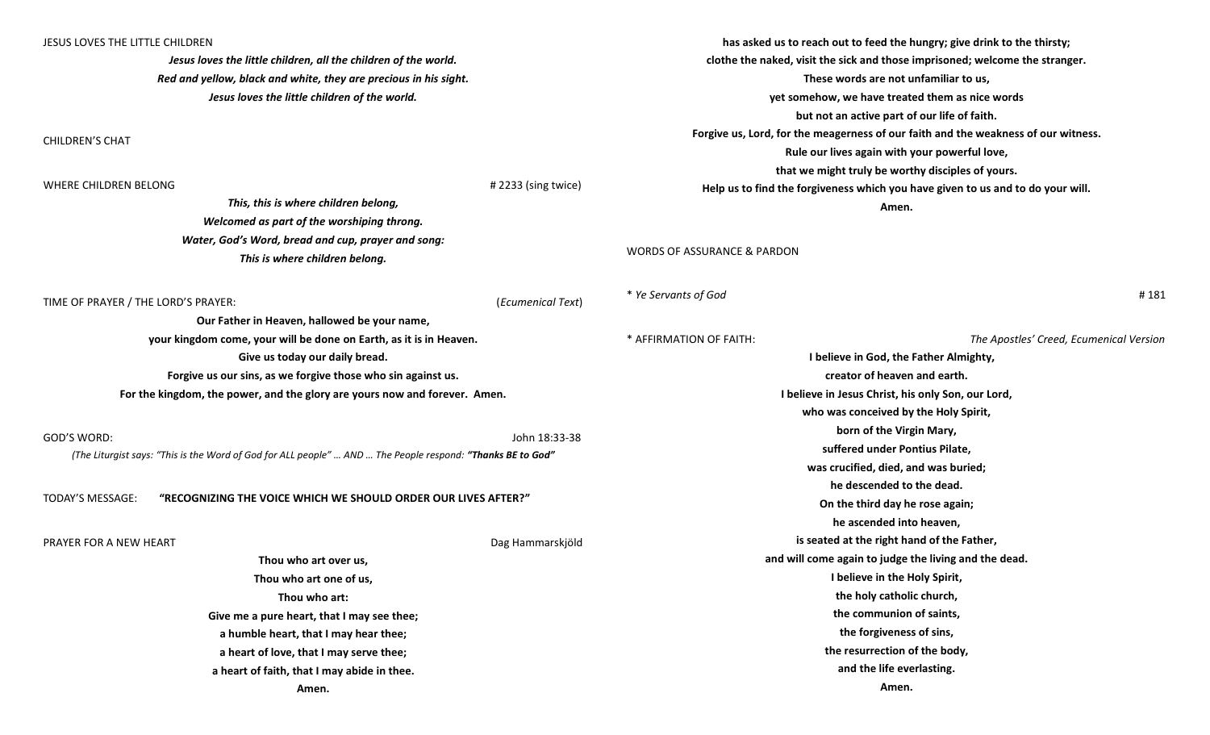JESUS LOVES THE LITTLE CHILDREN

***Jesus loves the little children, all the children of the world.***
***Red and yellow, black and white, they are precious in his sight.***
***Jesus loves the little children of the world.***

CHILDREN'S CHAT

WHERE CHILDREN BELONG # 2233 (sing twice)

***This, this is where children belong,***
***Welcomed as part of the worshiping throng.***
***Water, God's Word, bread and cup, prayer and song:***
***This is where children belong.***

TIME OF PRAYER / THE LORD'S PRAYER: (*Ecumenical Text*)

**Our Father in Heaven, hallowed be your name,**
**your kingdom come, your will be done on Earth, as it is in Heaven.**
**Give us today our daily bread.**
**Forgive us our sins, as we forgive those who sin against us.**
**For the kingdom, the power, and the glory are yours now and forever. Amen.**

GOD'S WORD: John 18:33-38

*(The Liturgist says: "This is the Word of God for ALL people" … AND … The People respond: **"Thanks BE to God"***

TODAY'S MESSAGE: **"RECOGNIZING THE VOICE WHICH WE SHOULD ORDER OUR LIVES AFTER?"**

PRAYER FOR A NEW HEART Dag Hammarskjöld

**Thou who art over us,**
**Thou who art one of us,**
**Thou who art:**
**Give me a pure heart, that I may see thee;**
**a humble heart, that I may hear thee;**
**a heart of love, that I may serve thee;**
**a heart of faith, that I may abide in thee.**
**Amen.**

**has asked us to reach out to feed the hungry; give drink to the thirsty;**
**clothe the naked, visit the sick and those imprisoned; welcome the stranger.**
**These words are not unfamiliar to us,**
**yet somehow, we have treated them as nice words**
**but not an active part of our life of faith.**
**Forgive us, Lord, for the meagerness of our faith and the weakness of our witness.**
**Rule our lives again with your powerful love,**
**that we might truly be worthy disciples of yours.**
**Help us to find the forgiveness which you have given to us and to do your will.**
**Amen.**

WORDS OF ASSURANCE & PARDON

* *Ye Servants of God* # 181

* AFFIRMATION OF FAITH: *The Apostles' Creed, Ecumenical Version*

**I believe in God, the Father Almighty,**
**creator of heaven and earth.**
**I believe in Jesus Christ, his only Son, our Lord,**
**who was conceived by the Holy Spirit,**
**born of the Virgin Mary,**
**suffered under Pontius Pilate,**
**was crucified, died, and was buried;**
**he descended to the dead.**
**On the third day he rose again;**
**he ascended into heaven,**
**is seated at the right hand of the Father,**
**and will come again to judge the living and the dead.**
**I believe in the Holy Spirit,**
**the holy catholic church,**
**the communion of saints,**
**the forgiveness of sins,**
**the resurrection of the body,**
**and the life everlasting.**
**Amen.**